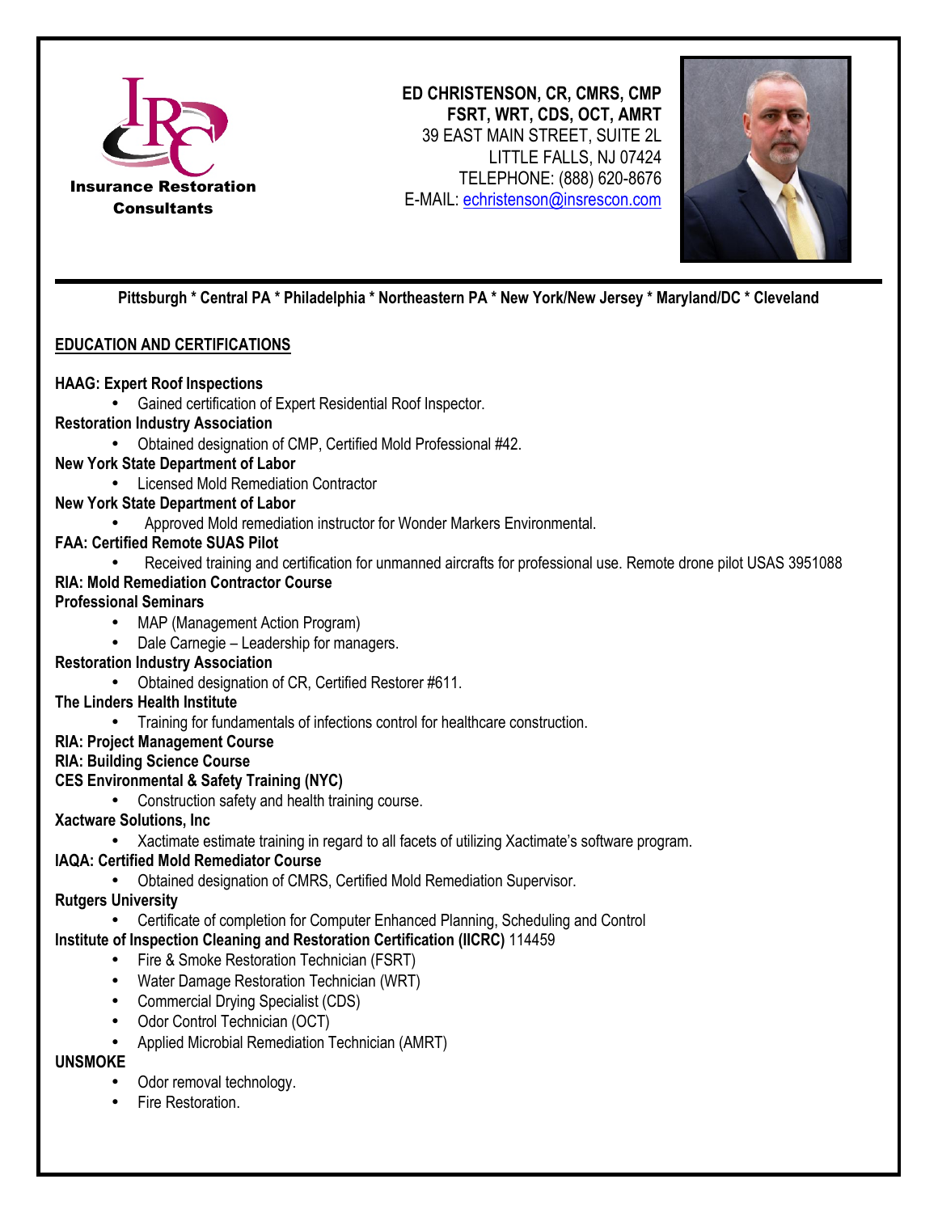Insurance Restoration Consultants

**ED CHRISTENSON, CR, CMRS, CMP**
**FSRT, WRT, CDS, OCT, AMRT**
39 EAST MAIN STREET, SUITE 2L
LITTLE FALLS, NJ 07424
TELEPHONE: (888) 620-8676
E-MAIL: echristenson@insrescon.com

**Pittsburgh * Central PA * Philadelphia * Northeastern PA * New York/New Jersey * Maryland/DC * Cleveland**

## EDUCATION AND CERTIFICATIONS

**HAAG: Expert Roof Inspections**
- Gained certification of Expert Residential Roof Inspector.

**Restoration Industry Association**
- Obtained designation of CMP, Certified Mold Professional #42.

**New York State Department of Labor**
- Licensed Mold Remediation Contractor

**New York State Department of Labor**
- Approved Mold remediation instructor for Wonder Markers Environmental.

**FAA: Certified Remote SUAS Pilot**
- Received training and certification for unmanned aircrafts for professional use. Remote drone pilot USAS 3951088

**RIA: Mold Remediation Contractor Course**

**Professional Seminars**
- MAP (Management Action Program)
- Dale Carnegie – Leadership for managers.

**Restoration Industry Association**
- Obtained designation of CR, Certified Restorer #611.

**The Linders Health Institute**
- Training for fundamentals of infections control for healthcare construction.

**RIA: Project Management Course**

**RIA: Building Science Course**

**CES Environmental & Safety Training (NYC)**
- Construction safety and health training course.

**Xactware Solutions, Inc**
- Xactimate estimate training in regard to all facets of utilizing Xactimate's software program.

**IAQA: Certified Mold Remediator Course**
- Obtained designation of CMRS, Certified Mold Remediation Supervisor.

**Rutgers University**
- Certificate of completion for Computer Enhanced Planning, Scheduling and Control

**Institute of Inspection Cleaning and Restoration Certification (IICRC)** 114459
- Fire & Smoke Restoration Technician (FSRT)
- Water Damage Restoration Technician (WRT)
- Commercial Drying Specialist (CDS)
- Odor Control Technician (OCT)
- Applied Microbial Remediation Technician (AMRT)

**UNSMOKE**
- Odor removal technology.
- Fire Restoration.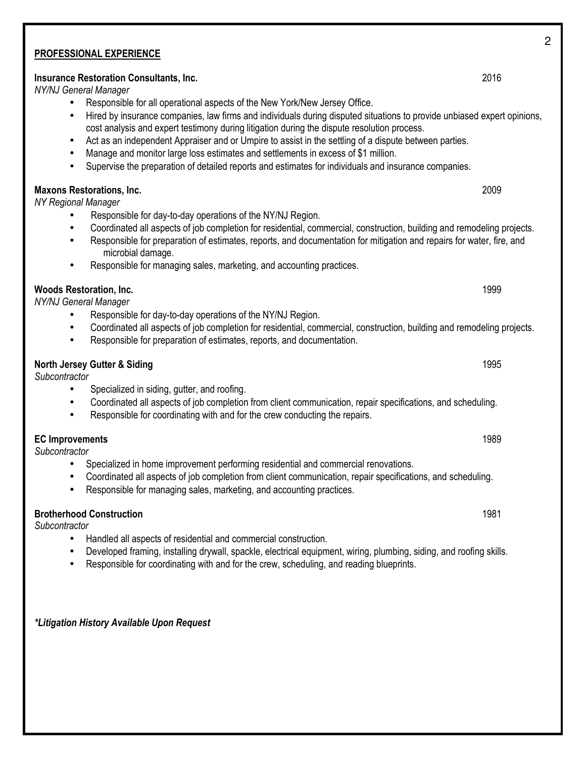## PROFESSIONAL EXPERIENCE

**Insurance Restoration Consultants, Inc.** 2016

*NY/NJ General Manager*

- Responsible for all operational aspects of the New York/New Jersey Office.
- Hired by insurance companies, law firms and individuals during disputed situations to provide unbiased expert opinions, cost analysis and expert testimony during litigation during the dispute resolution process.
- Act as an independent Appraiser and or Umpire to assist in the settling of a dispute between parties.
- Manage and monitor large loss estimates and settlements in excess of $1 million.
- Supervise the preparation of detailed reports and estimates for individuals and insurance companies.

**Maxons Restorations, Inc.** 2009

*NY Regional Manager*

- Responsible for day-to-day operations of the NY/NJ Region.
- Coordinated all aspects of job completion for residential, commercial, construction, building and remodeling projects.
- Responsible for preparation of estimates, reports, and documentation for mitigation and repairs for water, fire, and microbial damage.
- Responsible for managing sales, marketing, and accounting practices.

**Woods Restoration, Inc.** 1999

*NY/NJ General Manager*

- Responsible for day-to-day operations of the NY/NJ Region.
- Coordinated all aspects of job completion for residential, commercial, construction, building and remodeling projects.
- Responsible for preparation of estimates, reports, and documentation.

**North Jersey Gutter & Siding** 1995

*Subcontractor*

- Specialized in siding, gutter, and roofing.
- Coordinated all aspects of job completion from client communication, repair specifications, and scheduling.
- Responsible for coordinating with and for the crew conducting the repairs.

**EC Improvements** 1989

*Subcontractor*

- Specialized in home improvement performing residential and commercial renovations.
- Coordinated all aspects of job completion from client communication, repair specifications, and scheduling.
- Responsible for managing sales, marketing, and accounting practices.

**Brotherhood Construction** 1981

*Subcontractor*

- Handled all aspects of residential and commercial construction.
- Developed framing, installing drywall, spackle, electrical equipment, wiring, plumbing, siding, and roofing skills.
- Responsible for coordinating with and for the crew, scheduling, and reading blueprints.

***Litigation History Available Upon Request***